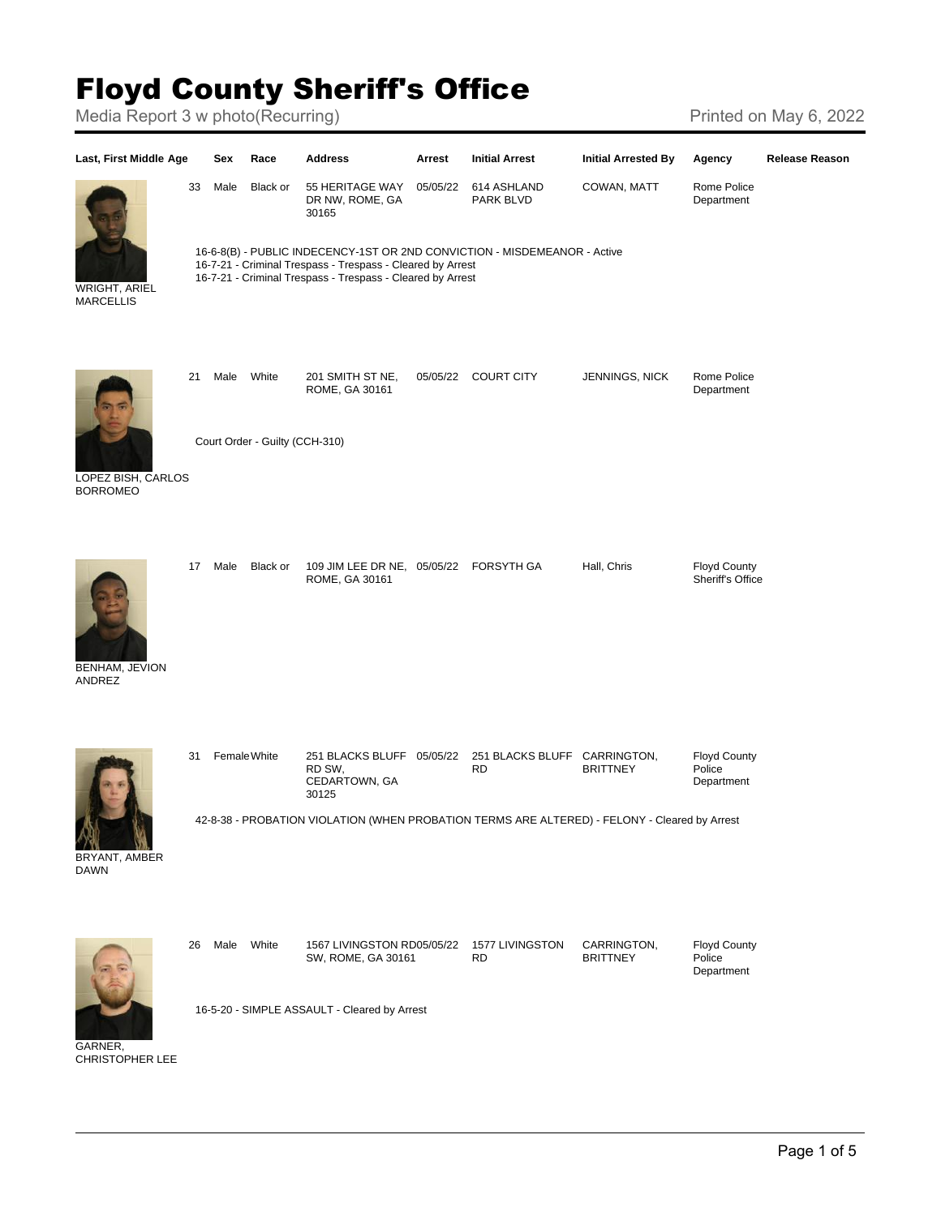# Floyd County Sheriff's Office

Media Report 3 w photo(Recurring)

Printed on May 6, 2022

| Last, First Middle | Age | Sex | Race | Address | Arrest | Initial Arrest | Initial Arrested By | Agency | Release Reason |
|---|---|---|---|---|---|---|---|---|---|
| WRIGHT, ARIEL MARCELLIS | 33 | Male | Black or | 55 HERITAGE WAY DR NW, ROME, GA 30165 | 05/05/22 | 614 ASHLAND PARK BLVD | COWAN, MATT | Rome Police Department | |

16-6-8(B) - PUBLIC INDECENCY-1ST OR 2ND CONVICTION - MISDEMEANOR - Active
16-7-21 - Criminal Trespass - Trespass - Cleared by Arrest
16-7-21 - Criminal Trespass - Trespass - Cleared by Arrest

| Last, First Middle | Age | Sex | Race | Address | Arrest | Initial Arrest | Initial Arrested By | Agency | Release Reason |
|---|---|---|---|---|---|---|---|---|---|
| LOPEZ BISH, CARLOS BORROMEO | 21 | Male | White | 201 SMITH ST NE, ROME, GA 30161 | 05/05/22 | COURT CITY | JENNINGS, NICK | Rome Police Department | |

Court Order - Guilty (CCH-310)

| Last, First Middle | Age | Sex | Race | Address | Arrest | Initial Arrest | Initial Arrested By | Agency | Release Reason |
|---|---|---|---|---|---|---|---|---|---|
| BENHAM, JEVION ANDREZ | 17 | Male | Black or | 109 JIM LEE DR NE, ROME, GA 30161 | 05/05/22 | FORSYTH GA | Hall, Chris | Floyd County Sheriff's Office | |

| Last, First Middle | Age | Sex | Race | Address | Arrest | Initial Arrest | Initial Arrested By | Agency | Release Reason |
|---|---|---|---|---|---|---|---|---|---|
| BRYANT, AMBER DAWN | 31 | Female | White | 251 BLACKS BLUFF RD SW, CEDARTOWN, GA 30125 | 05/05/22 | 251 BLACKS BLUFF RD | CARRINGTON, BRITTNEY | Floyd County Police Department | |

42-8-38 - PROBATION VIOLATION (WHEN PROBATION TERMS ARE ALTERED) - FELONY - Cleared by Arrest

| Last, First Middle | Age | Sex | Race | Address | Arrest | Initial Arrest | Initial Arrested By | Agency | Release Reason |
|---|---|---|---|---|---|---|---|---|---|
| GARNER, CHRISTOPHER LEE | 26 | Male | White | 1567 LIVINGSTON RD SW, ROME, GA 30161 | 05/05/22 | 1577 LIVINGSTON RD | CARRINGTON, BRITTNEY | Floyd County Police Department | |

16-5-20 - SIMPLE ASSAULT - Cleared by Arrest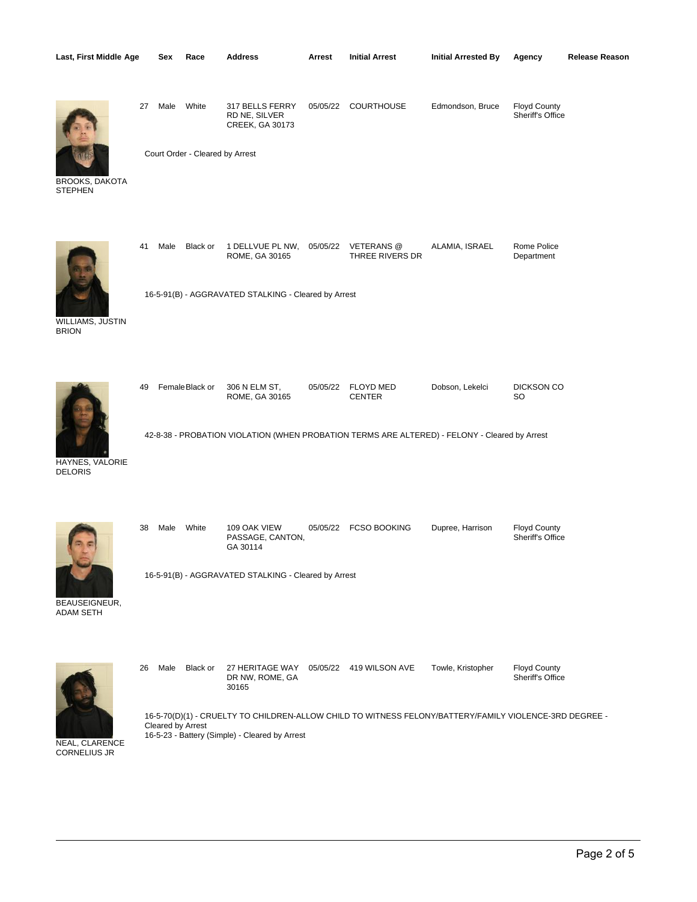| Last, First Middle | Age | Sex | Race | Address | Arrest | Initial Arrest | Initial Arrested By | Agency | Release Reason |
|---|---|---|---|---|---|---|---|---|---|
| BROOKS, DAKOTA STEPHEN | 27 | Male | White | 317 BELLS FERRY RD NE, SILVER CREEK, GA 30173 | 05/05/22 | COURTHOUSE | Edmondson, Bruce | Floyd County Sheriff's Office | |
| | Court Order - Cleared by Arrest | | | | | | | | |
| WILLIAMS, JUSTIN BRION | 41 | Male | Black or | 1 DELLVUE PL NW, ROME, GA 30165 | 05/05/22 | VETERANS @ THREE RIVERS DR | ALAMIA, ISRAEL | Rome Police Department | |
| | 16-5-91(B) - AGGRAVATED STALKING - Cleared by Arrest | | | | | | | | |
| HAYNES, VALORIE DELORIS | 49 | Female | Black or | 306 N ELM ST, ROME, GA 30165 | 05/05/22 | FLOYD MED CENTER | Dobson, Lekelci | DICKSON CO SO | |
| | 42-8-38 - PROBATION VIOLATION (WHEN PROBATION TERMS ARE ALTERED) - FELONY - Cleared by Arrest | | | | | | | | |
| BEAUSEIGNEUR, ADAM SETH | 38 | Male | White | 109 OAK VIEW PASSAGE, CANTON, GA 30114 | 05/05/22 | FCSO BOOKING | Dupree, Harrison | Floyd County Sheriff's Office | |
| | 16-5-91(B) - AGGRAVATED STALKING - Cleared by Arrest | | | | | | | | |
| NEAL, CLARENCE CORNELIUS JR | 26 | Male | Black or | 27 HERITAGE WAY DR NW, ROME, GA 30165 | 05/05/22 | 419 WILSON AVE | Towle, Kristopher | Floyd County Sheriff's Office | |
| | 16-5-70(D)(1) - CRUELTY TO CHILDREN-ALLOW CHILD TO WITNESS FELONY/BATTERY/FAMILY VIOLENCE-3RD DEGREE - Cleared by Arrest; 16-5-23 - Battery (Simple) - Cleared by Arrest | | | | | | | | |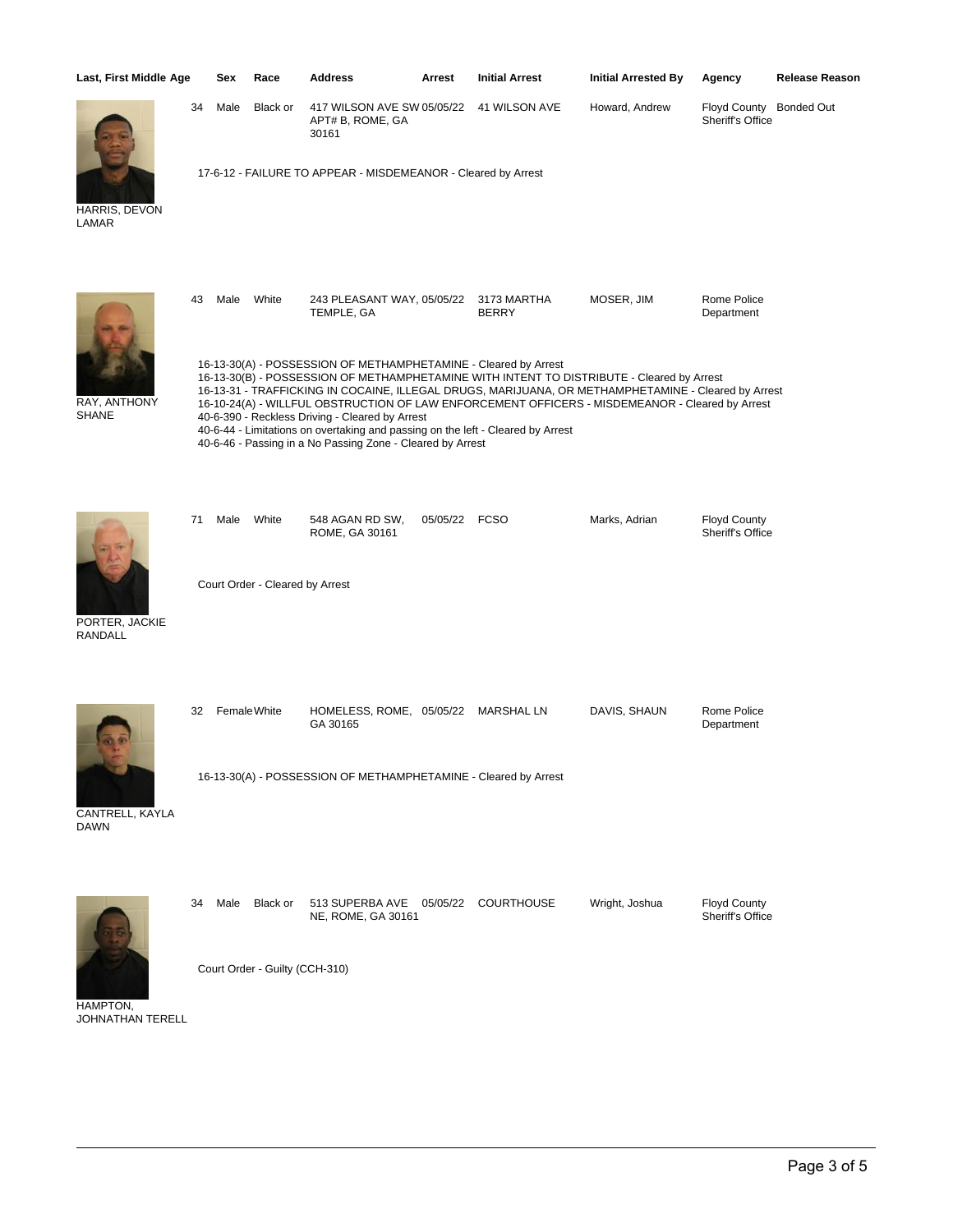| Last, First Middle | Age | Sex | Race | Address | Arrest | Initial Arrest | Initial Arrested By | Agency | Release Reason |
|---|---|---|---|---|---|---|---|---|---|
| HARRIS, DEVON LAMAR | 34 | Male | Black or | 417 WILSON AVE SW APT# B, ROME, GA 30161 | 05/05/22 | 41 WILSON AVE | Howard, Andrew | Floyd County Sheriff's Office | Bonded Out |

17-6-12 - FAILURE TO APPEAR - MISDEMEANOR - Cleared by Arrest

| Last, First Middle | Age | Sex | Race | Address | Arrest | Initial Arrest | Initial Arrested By | Agency | Release Reason |
|---|---|---|---|---|---|---|---|---|---|
| RAY, ANTHONY SHANE | 43 | Male | White | 243 PLEASANT WAY, TEMPLE, GA | 05/05/22 | 3173 MARTHA BERRY | MOSER, JIM | Rome Police Department | |

16-13-30(A) - POSSESSION OF METHAMPHETAMINE - Cleared by Arrest
16-13-30(B) - POSSESSION OF METHAMPHETAMINE WITH INTENT TO DISTRIBUTE - Cleared by Arrest
16-13-31 - TRAFFICKING IN COCAINE, ILLEGAL DRUGS, MARIJUANA, OR METHAMPHETAMINE - Cleared by Arrest
16-10-24(A) - WILLFUL OBSTRUCTION OF LAW ENFORCEMENT OFFICERS - MISDEMEANOR - Cleared by Arrest
40-6-390 - Reckless Driving - Cleared by Arrest
40-6-44 - Limitations on overtaking and passing on the left - Cleared by Arrest
40-6-46 - Passing in a No Passing Zone - Cleared by Arrest

| Last, First Middle | Age | Sex | Race | Address | Arrest | Initial Arrest | Initial Arrested By | Agency | Release Reason |
|---|---|---|---|---|---|---|---|---|---|
| PORTER, JACKIE RANDALL | 71 | Male | White | 548 AGAN RD SW, ROME, GA 30161 | 05/05/22 | FCSO | Marks, Adrian | Floyd County Sheriff's Office | |

Court Order - Cleared by Arrest

| Last, First Middle | Age | Sex | Race | Address | Arrest | Initial Arrest | Initial Arrested By | Agency | Release Reason |
|---|---|---|---|---|---|---|---|---|---|
| CANTRELL, KAYLA DAWN | 32 | Female | White | HOMELESS, ROME, GA 30165 | 05/05/22 | MARSHAL LN | DAVIS, SHAUN | Rome Police Department | |

16-13-30(A) - POSSESSION OF METHAMPHETAMINE - Cleared by Arrest

| Last, First Middle | Age | Sex | Race | Address | Arrest | Initial Arrest | Initial Arrested By | Agency | Release Reason |
|---|---|---|---|---|---|---|---|---|---|
| HAMPTON, JOHNATHAN TERELL | 34 | Male | Black or | 513 SUPERBA AVE NE, ROME, GA 30161 | 05/05/22 | COURTHOUSE | Wright, Joshua | Floyd County Sheriff's Office | |

Court Order - Guilty (CCH-310)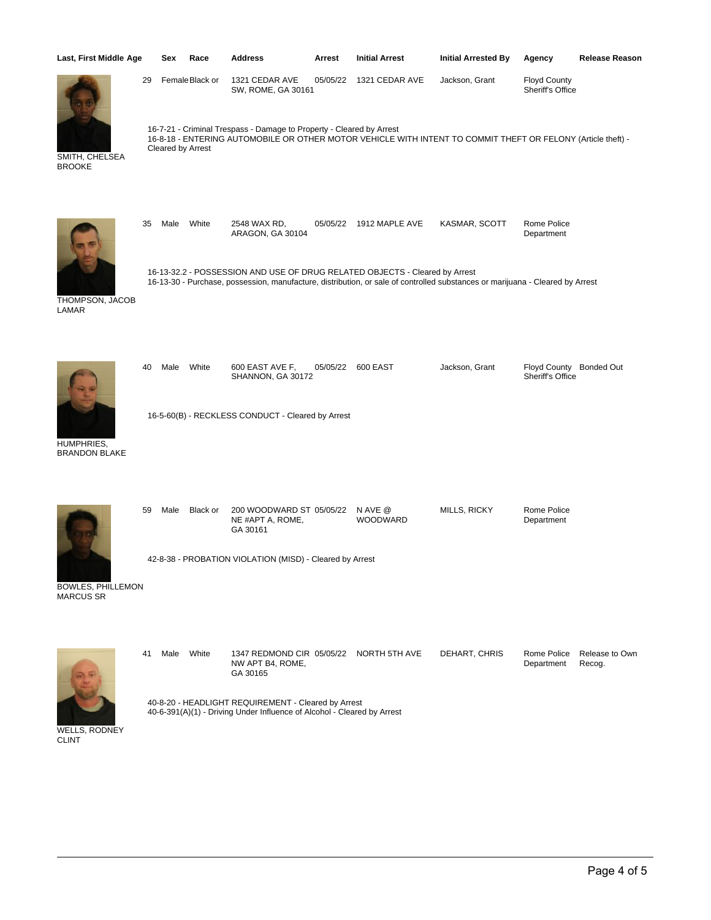| Last, First Middle | Age | Sex | Race | Address | Arrest | Initial Arrest | Initial Arrested By | Agency | Release Reason |
|---|---|---|---|---|---|---|---|---|---|
| SMITH, CHELSEA BROOKE | 29 | Female | Black or | 1321 CEDAR AVE SW, ROME, GA 30161 | 05/05/22 | 1321 CEDAR AVE | Jackson, Grant | Floyd County Sheriff's Office | |
| THOMPSON, JACOB LAMAR | 35 | Male | White | 2548 WAX RD, ARAGON, GA 30104 | 05/05/22 | 1912 MAPLE AVE | KASMAR, SCOTT | Rome Police Department | |
| HUMPHRIES, BRANDON BLAKE | 40 | Male | White | 600 EAST AVE F, SHANNON, GA 30172 | 05/05/22 | 600 EAST | Jackson, Grant | Floyd County Sheriff's Office | Bonded Out |
| BOWLES, PHILLEMON MARCUS SR | 59 | Male | Black or | 200 WOODWARD ST NE #APT A, ROME, GA 30161 | 05/05/22 | N AVE @ WOODWARD | MILLS, RICKY | Rome Police Department | |
| WELLS, RODNEY CLINT | 41 | Male | White | 1347 REDMOND CIR NW APT B4, ROME, GA 30165 | 05/05/22 | NORTH 5TH AVE | DEHART, CHRIS | Rome Police Department | Release to Own Recog. |

**SMITH, CHELSEA BROOKE**

16-7-21 - Criminal Trespass - Damage to Property - Cleared by Arrest
16-8-18 - ENTERING AUTOMOBILE OR OTHER MOTOR VEHICLE WITH INTENT TO COMMIT THEFT OR FELONY (Article theft) - Cleared by Arrest

**THOMPSON, JACOB LAMAR**

16-13-32.2 - POSSESSION AND USE OF DRUG RELATED OBJECTS - Cleared by Arrest
16-13-30 - Purchase, possession, manufacture, distribution, or sale of controlled substances or marijuana - Cleared by Arrest

**HUMPHRIES, BRANDON BLAKE**

16-5-60(B) - RECKLESS CONDUCT - Cleared by Arrest

**BOWLES, PHILLEMON MARCUS SR**

42-8-38 - PROBATION VIOLATION (MISD) - Cleared by Arrest

**WELLS, RODNEY CLINT**

40-8-20 - HEADLIGHT REQUIREMENT - Cleared by Arrest
40-6-391(A)(1) - Driving Under Influence of Alcohol - Cleared by Arrest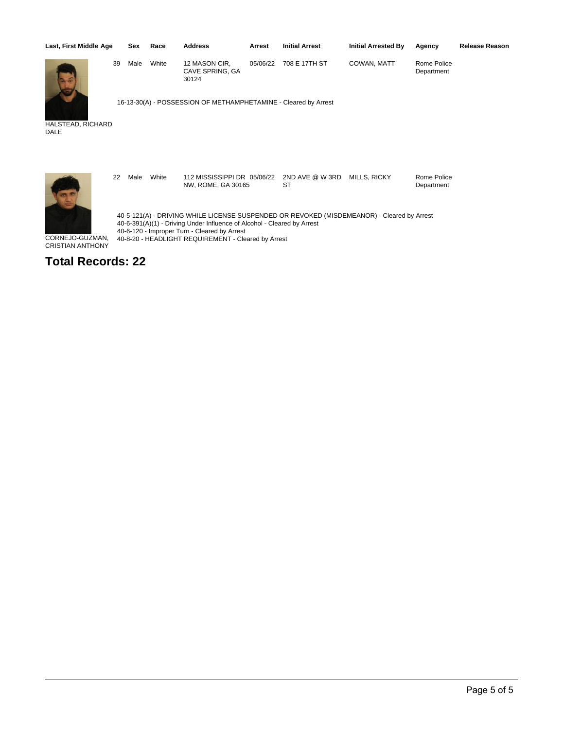| Last, First Middle | Age | Sex | Race | Address | Arrest | Initial Arrest | Initial Arrested By | Agency | Release Reason |
|---|---|---|---|---|---|---|---|---|---|
| HALSTEAD, RICHARD DALE | 39 | Male | White | 12 MASON CIR, CAVE SPRING, GA 30124 | 05/06/22 | 708 E 17TH ST | COWAN, MATT | Rome Police Department | |
| | 16-13-30(A) - POSSESSION OF METHAMPHETAMINE - Cleared by Arrest | | | | | | | | |
| CORNEJO-GUZMAN, CRISTIAN ANTHONY | 22 | Male | White | 112 MISSISSIPPI DR NW, ROME, GA 30165 | 05/06/22 | 2ND AVE @ W 3RD ST | MILLS, RICKY | Rome Police Department | |
| | 40-5-121(A) - DRIVING WHILE LICENSE SUSPENDED OR REVOKED (MISDEMEANOR) - Cleared by Arrest<br>40-6-391(A)(1) - Driving Under Influence of Alcohol - Cleared by Arrest<br>40-6-120 - Improper Turn - Cleared by Arrest<br>40-8-20 - HEADLIGHT REQUIREMENT - Cleared by Arrest | | | | | | | | |

## Total Records: 22